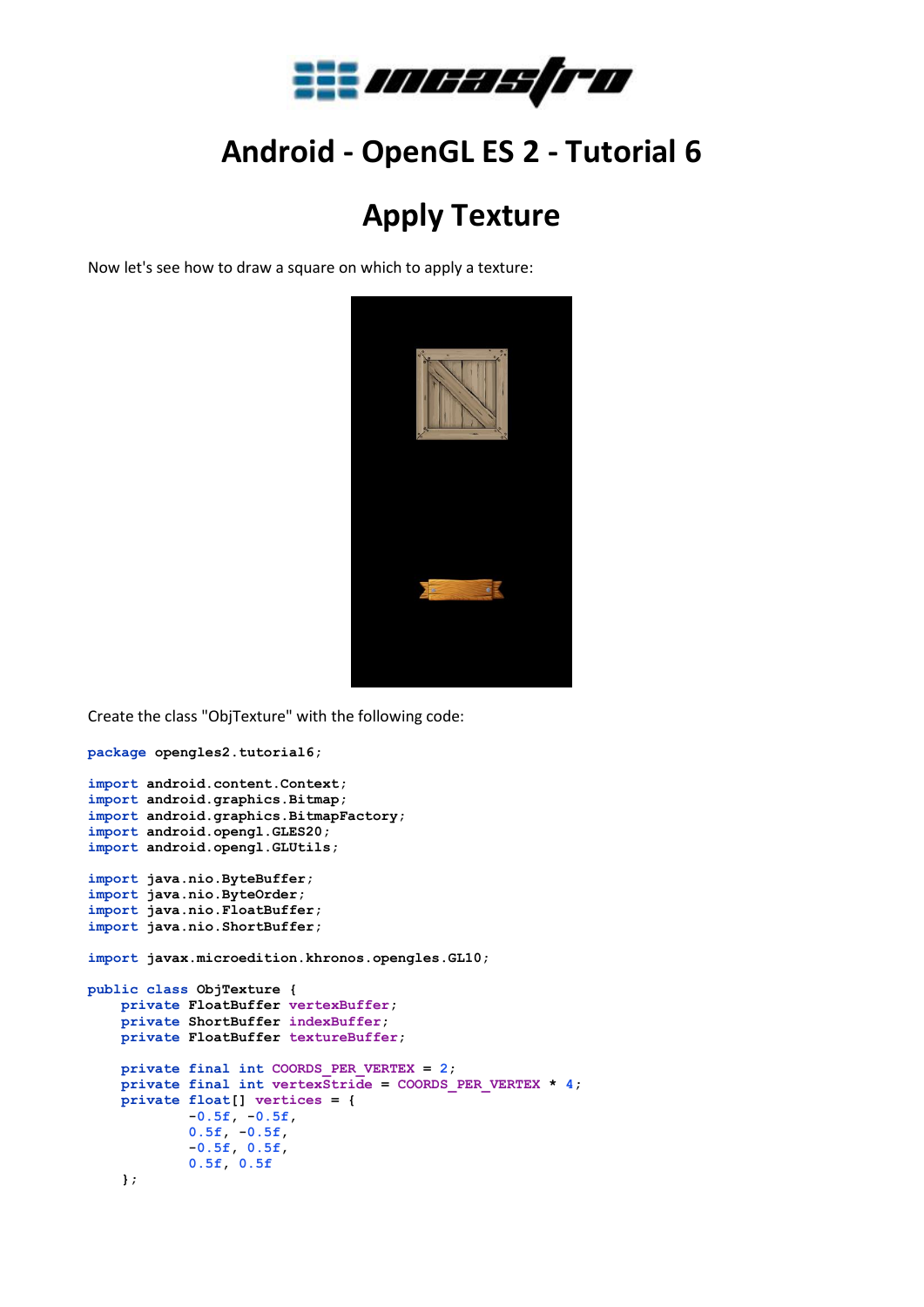# Android - OpenGL ES 2 - Tutorial 6

## Apply Texture

Now let's see how to draw a square on which to apply a texture:

Create the class "ObjTexture" with the following code:

```
package opengles2.tutorial6;

import android.content.Context;
import android.graphics.Bitmap;
import android.graphics.BitmapFactory;
import android.opengl.GLES20;
import android.opengl.GLUtils;

import java.nio.ByteBuffer;
import java.nio.ByteOrder;
import java.nio.FloatBuffer;
import java.nio.ShortBuffer;

import javax.microedition.khronos.opengles.GL10;

public class ObjTexture {
    private FloatBuffer vertexBuffer;
    private ShortBuffer indexBuffer;
    private FloatBuffer textureBuffer;

    private final int COORDS_PER_VERTEX = 2;
    private final int vertexStride = COORDS_PER_VERTEX * 4;
    private float[] vertices = {
            -0.5f, -0.5f,
            0.5f, -0.5f,
            -0.5f, 0.5f,
            0.5f, 0.5f
    };
```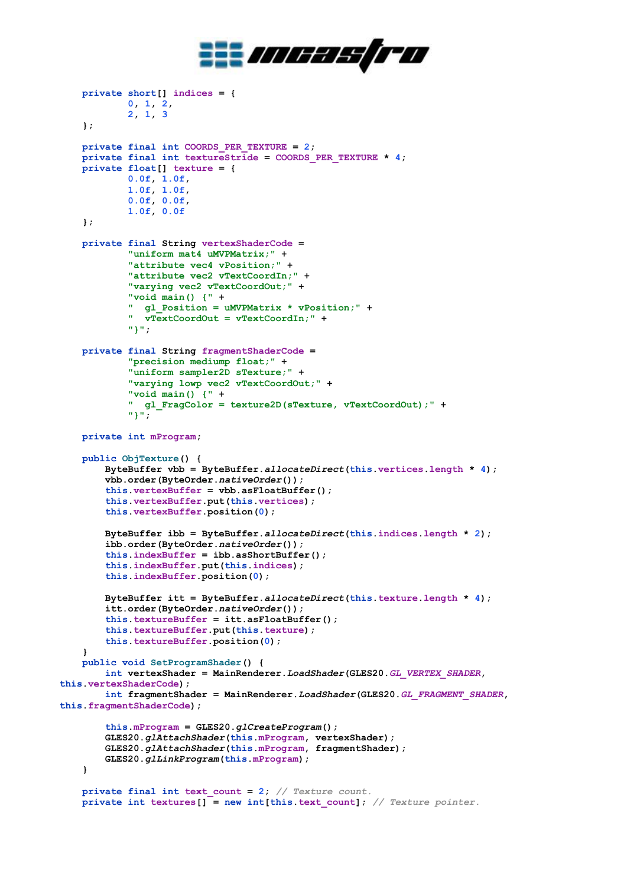```
    private short[] indices = {
            0, 1, 2,
            2, 1, 3
    };

    private final int COORDS_PER_TEXTURE = 2;
    private final int textureStride = COORDS_PER_TEXTURE * 4;
    private float[] texture = {
            0.0f, 1.0f,
            1.0f, 1.0f,
            0.0f, 0.0f,
            1.0f, 0.0f
    };

    private final String vertexShaderCode =
            "uniform mat4 uMVPMatrix;" +
            "attribute vec4 vPosition;" +
            "attribute vec2 vTextCoordIn;" +
            "varying vec2 vTextCoordOut;" +
            "void main() {" +
            "  gl_Position = uMVPMatrix * vPosition;" +
            "  vTextCoordOut = vTextCoordIn;" +
            "}";

    private final String fragmentShaderCode =
            "precision mediump float;" +
            "uniform sampler2D sTexture;" +
            "varying lowp vec2 vTextCoordOut;" +
            "void main() {" +
            "  gl_FragColor = texture2D(sTexture, vTextCoordOut);" +
            "}";

    private int mProgram;

    public ObjTexture() {
        ByteBuffer vbb = ByteBuffer.allocateDirect(this.vertices.length * 4);
        vbb.order(ByteOrder.nativeOrder());
        this.vertexBuffer = vbb.asFloatBuffer();
        this.vertexBuffer.put(this.vertices);
        this.vertexBuffer.position(0);

        ByteBuffer ibb = ByteBuffer.allocateDirect(this.indices.length * 2);
        ibb.order(ByteOrder.nativeOrder());
        this.indexBuffer = ibb.asShortBuffer();
        this.indexBuffer.put(this.indices);
        this.indexBuffer.position(0);

        ByteBuffer itt = ByteBuffer.allocateDirect(this.texture.length * 4);
        itt.order(ByteOrder.nativeOrder());
        this.textureBuffer = itt.asFloatBuffer();
        this.textureBuffer.put(this.texture);
        this.textureBuffer.position(0);
    }
    public void SetProgramShader() {
        int vertexShader = MainRenderer.LoadShader(GLES20.GL_VERTEX_SHADER,
 this.vertexShaderCode);
        int fragmentShader = MainRenderer.LoadShader(GLES20.GL_FRAGMENT_SHADER,
 this.fragmentShaderCode);

        this.mProgram = GLES20.glCreateProgram();
        GLES20.glAttachShader(this.mProgram, vertexShader);
        GLES20.glAttachShader(this.mProgram, fragmentShader);
        GLES20.glLinkProgram(this.mProgram);
    }

    private final int text_count = 2; // Texture count.
    private int textures[] = new int[this.text_count]; // Texture pointer.
```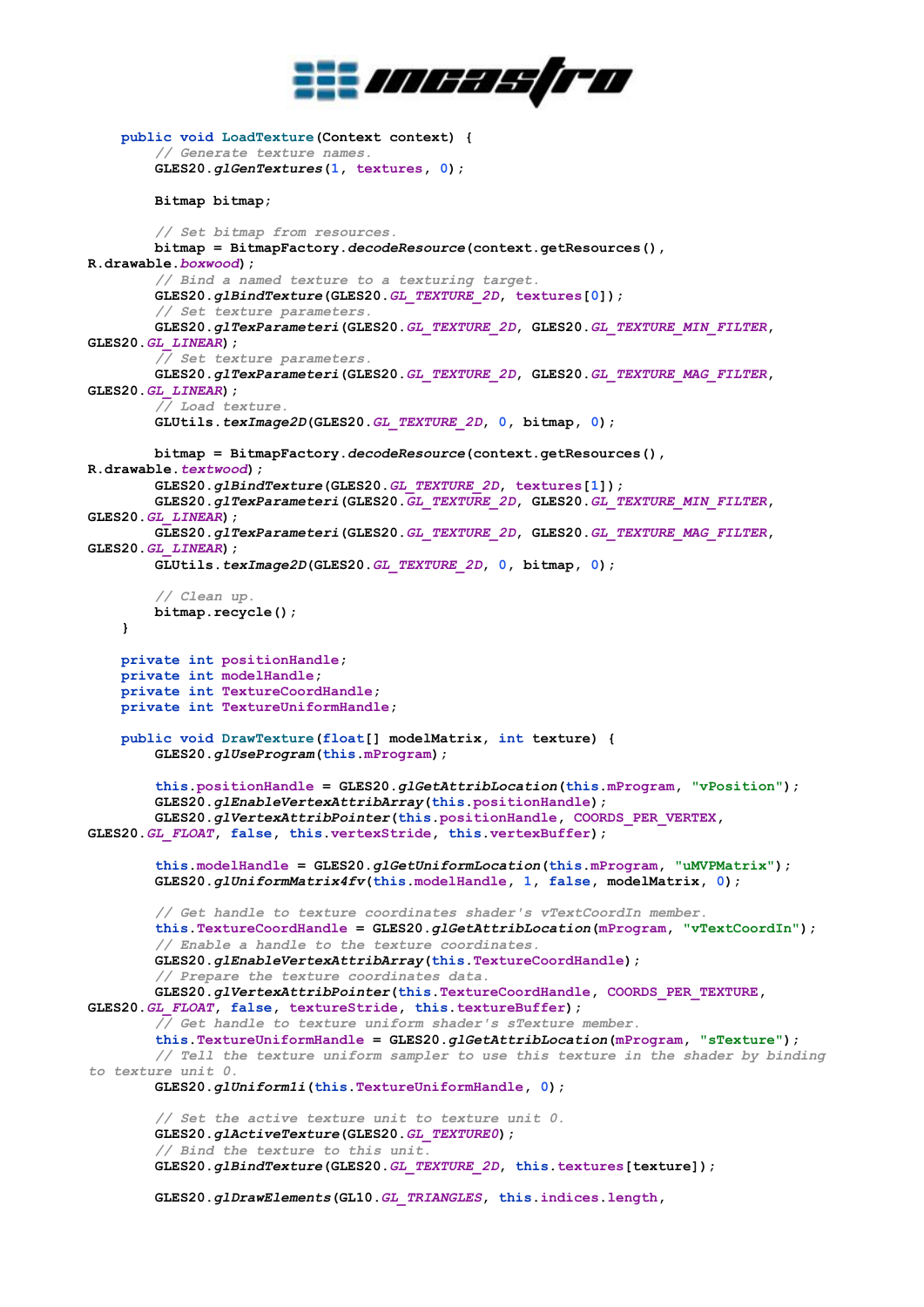```java
    public void LoadTexture(Context context) {
        // Generate texture names.
        GLES20.glGenTextures(1, textures, 0);

        Bitmap bitmap;

        // Set bitmap from resources.
        bitmap = BitmapFactory.decodeResource(context.getResources(),
R.drawable.boxwood);
        // Bind a named texture to a texturing target.
        GLES20.glBindTexture(GLES20.GL_TEXTURE_2D, textures[0]);
        // Set texture parameters.
        GLES20.glTexParameteri(GLES20.GL_TEXTURE_2D, GLES20.GL_TEXTURE_MIN_FILTER,
GLES20.GL_LINEAR);
        // Set texture parameters.
        GLES20.glTexParameteri(GLES20.GL_TEXTURE_2D, GLES20.GL_TEXTURE_MAG_FILTER,
GLES20.GL_LINEAR);
        // Load texture.
        GLUtils.texImage2D(GLES20.GL_TEXTURE_2D, 0, bitmap, 0);

        bitmap = BitmapFactory.decodeResource(context.getResources(),
R.drawable.textwood);
        GLES20.glBindTexture(GLES20.GL_TEXTURE_2D, textures[1]);
        GLES20.glTexParameteri(GLES20.GL_TEXTURE_2D, GLES20.GL_TEXTURE_MIN_FILTER,
GLES20.GL_LINEAR);
        GLES20.glTexParameteri(GLES20.GL_TEXTURE_2D, GLES20.GL_TEXTURE_MAG_FILTER,
GLES20.GL_LINEAR);
        GLUtils.texImage2D(GLES20.GL_TEXTURE_2D, 0, bitmap, 0);

        // Clean up.
        bitmap.recycle();
    }

    private int positionHandle;
    private int modelHandle;
    private int TextureCoordHandle;
    private int TextureUniformHandle;

    public void DrawTexture(float[] modelMatrix, int texture) {
        GLES20.glUseProgram(this.mProgram);

        this.positionHandle = GLES20.glGetAttribLocation(this.mProgram, "vPosition");
        GLES20.glEnableVertexAttribArray(this.positionHandle);
        GLES20.glVertexAttribPointer(this.positionHandle, COORDS_PER_VERTEX,
GLES20.GL_FLOAT, false, this.vertexStride, this.vertexBuffer);

        this.modelHandle = GLES20.glGetUniformLocation(this.mProgram, "uMVPMatrix");
        GLES20.glUniformMatrix4fv(this.modelHandle, 1, false, modelMatrix, 0);

        // Get handle to texture coordinates shader's vTextCoordIn member.
        this.TextureCoordHandle = GLES20.glGetAttribLocation(mProgram, "vTextCoordIn");
        // Enable a handle to the texture coordinates.
        GLES20.glEnableVertexAttribArray(this.TextureCoordHandle);
        // Prepare the texture coordinates data.
        GLES20.glVertexAttribPointer(this.TextureCoordHandle, COORDS_PER_TEXTURE,
GLES20.GL_FLOAT, false, textureStride, this.textureBuffer);
        // Get handle to texture uniform shader's sTexture member.
        this.TextureUniformHandle = GLES20.glGetAttribLocation(mProgram, "sTexture");
        // Tell the texture uniform sampler to use this texture in the shader by binding
to texture unit 0.
        GLES20.glUniform1i(this.TextureUniformHandle, 0);

        // Set the active texture unit to texture unit 0.
        GLES20.glActiveTexture(GLES20.GL_TEXTURE0);
        // Bind the texture to this unit.
        GLES20.glBindTexture(GLES20.GL_TEXTURE_2D, this.textures[texture]);

        GLES20.glDrawElements(GL10.GL_TRIANGLES, this.indices.length,
```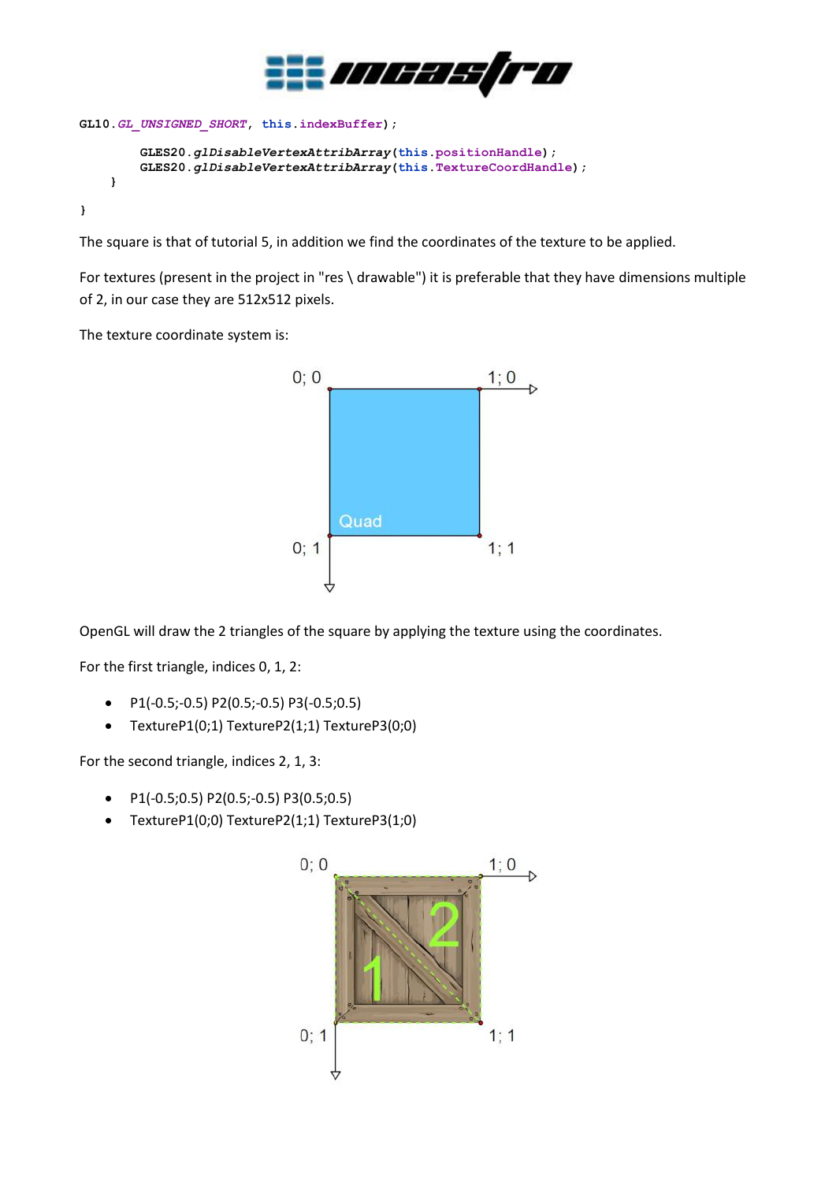```
GL10.GL_UNSIGNED_SHORT, this.indexBuffer);

        GLES20.glDisableVertexAttribArray(this.positionHandle);
        GLES20.glDisableVertexAttribArray(this.TextureCoordHandle);
    }

}
```

The square is that of tutorial 5, in addition we find the coordinates of the texture to be applied.

For textures (present in the project in "res \ drawable") it is preferable that they have dimensions multiple of 2, in our case they are 512x512 pixels.

The texture coordinate system is:

OpenGL will draw the 2 triangles of the square by applying the texture using the coordinates.

For the first triangle, indices 0, 1, 2:

- P1(-0.5;-0.5) P2(0.5;-0.5) P3(-0.5;0.5)
- TextureP1(0;1) TextureP2(1;1) TextureP3(0;0)

For the second triangle, indices 2, 1, 3:

- P1(-0.5;0.5) P2(0.5;-0.5) P3(0.5;0.5)
- TextureP1(0;0) TextureP2(1;1) TextureP3(1;0)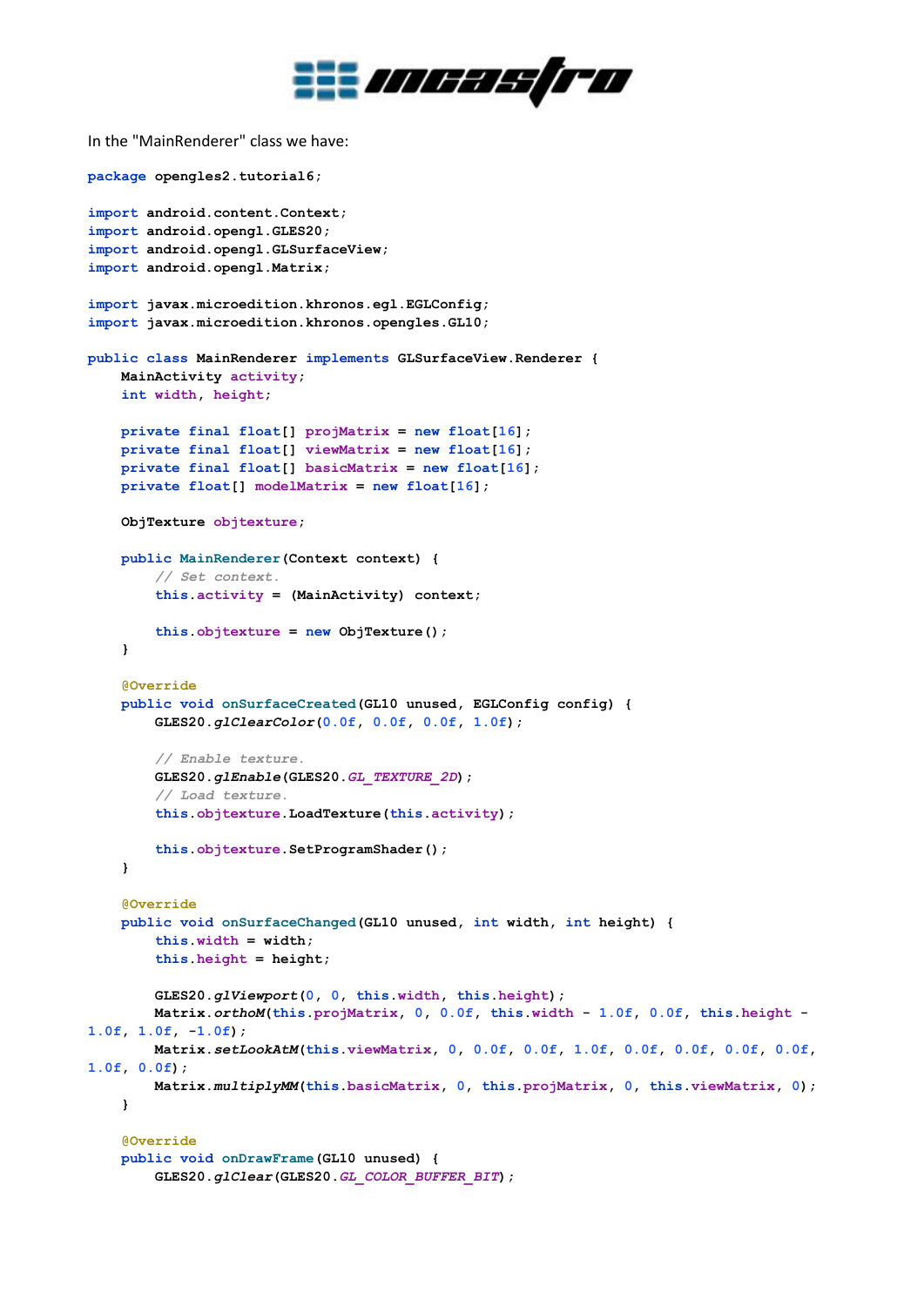In the "MainRenderer" class we have:

```
package opengles2.tutorial6;

import android.content.Context;
import android.opengl.GLES20;
import android.opengl.GLSurfaceView;
import android.opengl.Matrix;

import javax.microedition.khronos.egl.EGLConfig;
import javax.microedition.khronos.opengles.GL10;

public class MainRenderer implements GLSurfaceView.Renderer {
    MainActivity activity;
    int width, height;

    private final float[] projMatrix = new float[16];
    private final float[] viewMatrix = new float[16];
    private final float[] basicMatrix = new float[16];
    private float[] modelMatrix = new float[16];

    ObjTexture objtexture;

    public MainRenderer(Context context) {
        // Set context.
        this.activity = (MainActivity) context;

        this.objtexture = new ObjTexture();
    }

    @Override
    public void onSurfaceCreated(GL10 unused, EGLConfig config) {
        GLES20.glClearColor(0.0f, 0.0f, 0.0f, 1.0f);

        // Enable texture.
        GLES20.glEnable(GLES20.GL_TEXTURE_2D);
        // Load texture.
        this.objtexture.LoadTexture(this.activity);

        this.objtexture.SetProgramShader();
    }

    @Override
    public void onSurfaceChanged(GL10 unused, int width, int height) {
        this.width = width;
        this.height = height;

        GLES20.glViewport(0, 0, this.width, this.height);
        Matrix.orthoM(this.projMatrix, 0, 0.0f, this.width - 1.0f, 0.0f, this.height -
1.0f, 1.0f, -1.0f);
        Matrix.setLookAtM(this.viewMatrix, 0, 0.0f, 0.0f, 1.0f, 0.0f, 0.0f, 0.0f, 0.0f,
1.0f, 0.0f);
        Matrix.multiplyMM(this.basicMatrix, 0, this.projMatrix, 0, this.viewMatrix, 0);
    }

    @Override
    public void onDrawFrame(GL10 unused) {
        GLES20.glClear(GLES20.GL_COLOR_BUFFER_BIT);
```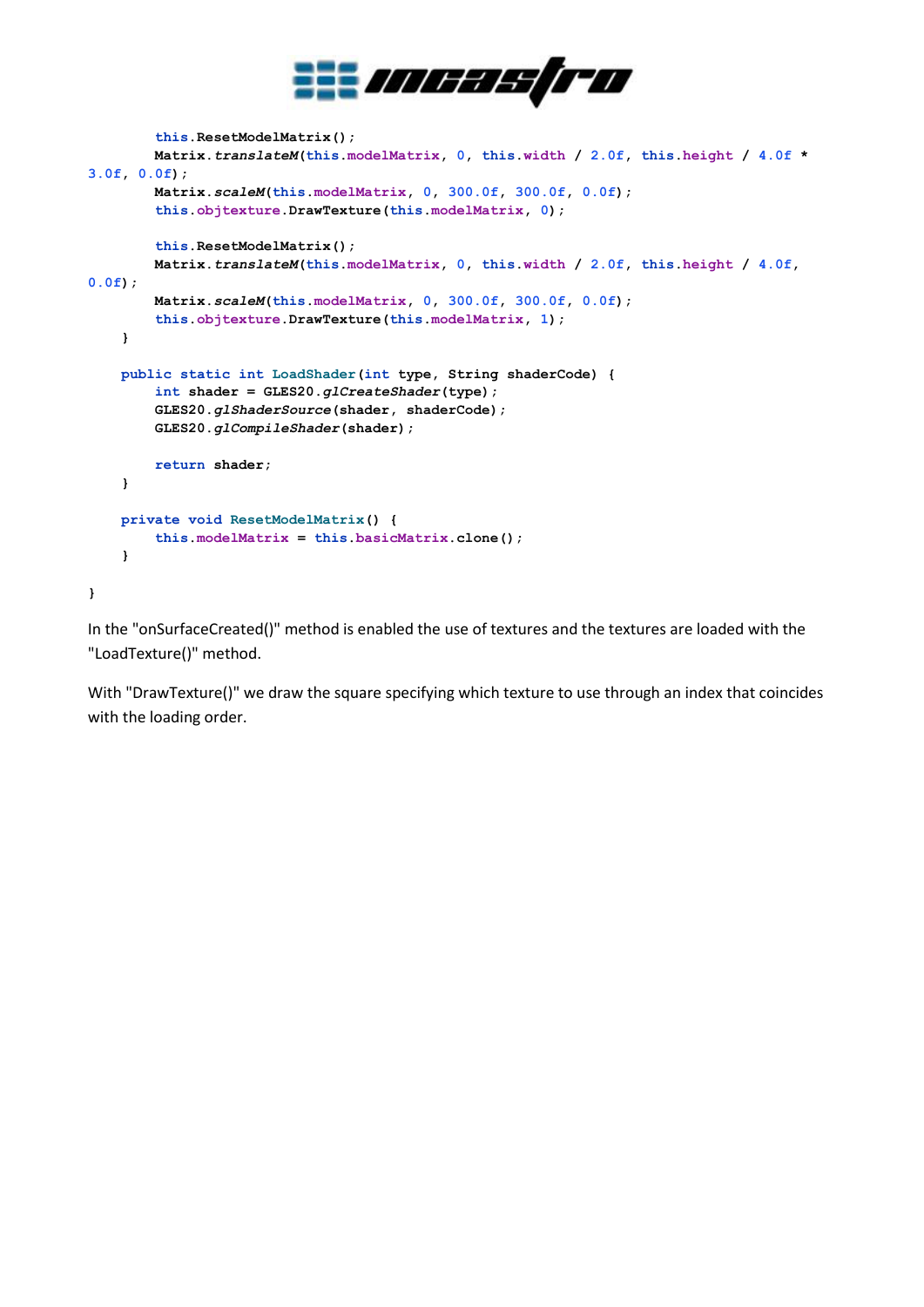```
        this.ResetModelMatrix();
        Matrix.translateM(this.modelMatrix, 0, this.width / 2.0f, this.height / 4.0f * 3.0f, 0.0f);
        Matrix.scaleM(this.modelMatrix, 0, 300.0f, 300.0f, 0.0f);
        this.objtexture.DrawTexture(this.modelMatrix, 0);

        this.ResetModelMatrix();
        Matrix.translateM(this.modelMatrix, 0, this.width / 2.0f, this.height / 4.0f, 0.0f);
        Matrix.scaleM(this.modelMatrix, 0, 300.0f, 300.0f, 0.0f);
        this.objtexture.DrawTexture(this.modelMatrix, 1);
    }

    public static int LoadShader(int type, String shaderCode) {
        int shader = GLES20.glCreateShader(type);
        GLES20.glShaderSource(shader, shaderCode);
        GLES20.glCompileShader(shader);

        return shader;
    }

    private void ResetModelMatrix() {
        this.modelMatrix = this.basicMatrix.clone();
    }

}
```

In the "onSurfaceCreated()" method is enabled the use of textures and the textures are loaded with the "LoadTexture()" method.

With "DrawTexture()" we draw the square specifying which texture to use through an index that coincides with the loading order.